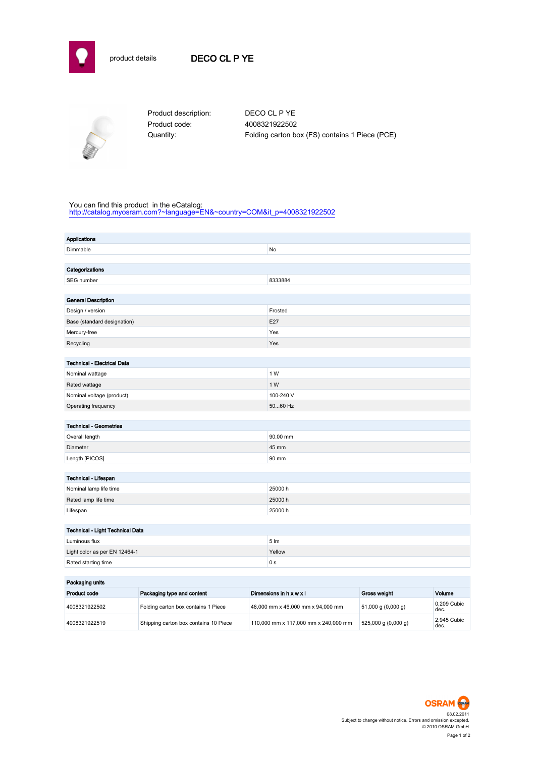product details

# DECO CL P YE

| | |
|---|---|
| Product description: | DECO CL P YE |
| Product code: | 4008321922502 |
| Quantity: | Folding carton box (FS) contains 1 Piece (PCE) |

You can find this product in the eCatalog:
http://catalog.myosram.com?~language=EN&~country=COM&it_p=4008321922502

| Applications | |
|---|---|
| Dimmable | No |

| Categorizations | |
|---|---|
| SEG number | 8333884 |

| General Description | |
|---|---|
| Design / version | Frosted |
| Base (standard designation) | E27 |
| Mercury-free | Yes |
| Recycling | Yes |

| Technical - Electrical Data | |
|---|---|
| Nominal wattage | 1 W |
| Rated wattage | 1 W |
| Nominal voltage (product) | 100-240 V |
| Operating frequency | 50...60 Hz |

| Technical - Geometries | |
|---|---|
| Overall length | 90.00 mm |
| Diameter | 45 mm |
| Length [PICOS] | 90 mm |

| Technical - Lifespan | |
|---|---|
| Nominal lamp life time | 25000 h |
| Rated lamp life time | 25000 h |
| Lifespan | 25000 h |

| Technical - Light Technical Data | |
|---|---|
| Luminous flux | 5 lm |
| Light color as per EN 12464-1 | Yellow |
| Rated starting time | 0 s |

**Packaging units**

| Product code | Packaging type and content | Dimensions in h x w x l | Gross weight | Volume |
|---|---|---|---|---|
| 4008321922502 | Folding carton box contains 1 Piece | 46,000 mm x 46,000 mm x 94,000 mm | 51,000 g (0,000 g) | 0,209 Cubic dec. |
| 4008321922519 | Shipping carton box contains 10 Piece | 110,000 mm x 117,000 mm x 240,000 mm | 525,000 g (0,000 g) | 2,945 Cubic dec. |

OSRAM

08.02.2011
Subject to change without notice. Errors and omission excepted.
© 2010 OSRAM GmbH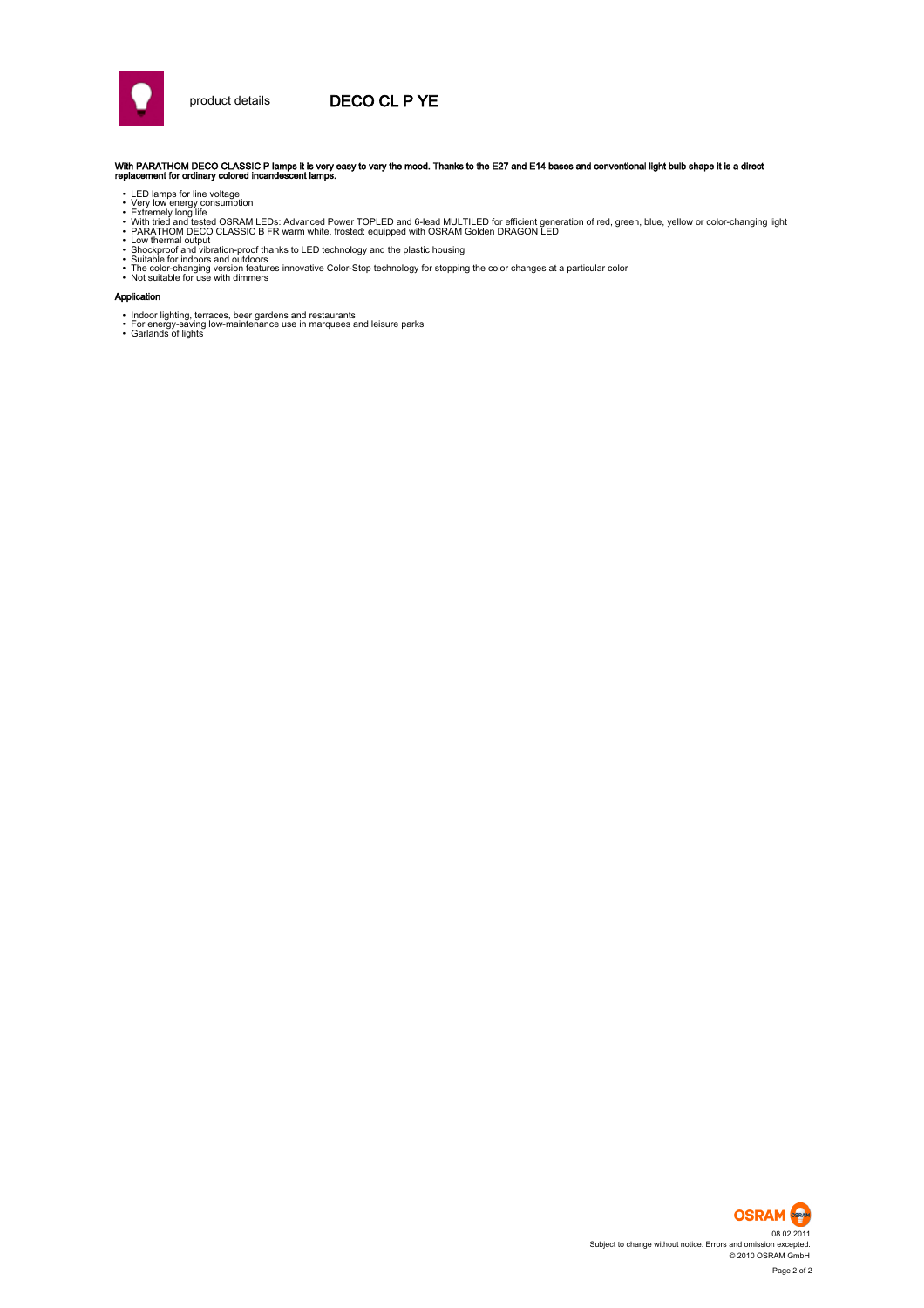product details

# DECO CL P YE

**With PARATHOM DECO CLASSIC P lamps it is very easy to vary the mood. Thanks to the E27 and E14 bases and conventional light bulb shape it is a direct replacement for ordinary colored incandescent lamps.**

- LED lamps for line voltage
- Very low energy consumption
- Extremely long life
- With tried and tested OSRAM LEDs: Advanced Power TOPLED and 6-lead MULTILED for efficient generation of red, green, blue, yellow or color-changing light
- PARATHOM DECO CLASSIC B FR warm white, frosted: equipped with OSRAM Golden DRAGON LED
- Low thermal output
- Shockproof and vibration-proof thanks to LED technology and the plastic housing
- Suitable for indoors and outdoors
- The color-changing version features innovative Color-Stop technology for stopping the color changes at a particular color
- Not suitable for use with dimmers

## Application

- Indoor lighting, terraces, beer gardens and restaurants
- For energy-saving low-maintenance use in marquees and leisure parks
- Garlands of lights

08.02.2011
Subject to change without notice. Errors and omission excepted.
© 2010 OSRAM GmbH